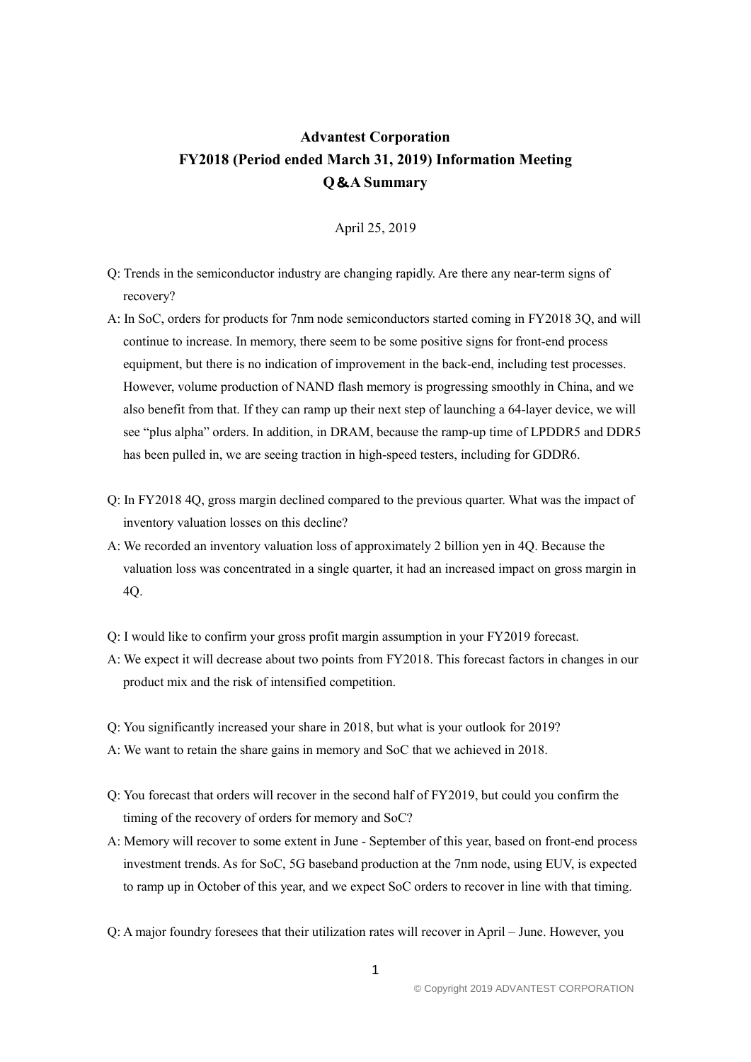# Advantest Corporation
# FY2018 (Period ended March 31, 2019) Information Meeting
# Q&A Summary

April 25, 2019

Q: Trends in the semiconductor industry are changing rapidly. Are there any near-term signs of recovery?

A: In SoC, orders for products for 7nm node semiconductors started coming in FY2018 3Q, and will continue to increase. In memory, there seem to be some positive signs for front-end process equipment, but there is no indication of improvement in the back-end, including test processes. However, volume production of NAND flash memory is progressing smoothly in China, and we also benefit from that. If they can ramp up their next step of launching a 64-layer device, we will see "plus alpha" orders. In addition, in DRAM, because the ramp-up time of LPDDR5 and DDR5 has been pulled in, we are seeing traction in high-speed testers, including for GDDR6.

Q: In FY2018 4Q, gross margin declined compared to the previous quarter. What was the impact of inventory valuation losses on this decline?

A: We recorded an inventory valuation loss of approximately 2 billion yen in 4Q. Because the valuation loss was concentrated in a single quarter, it had an increased impact on gross margin in 4Q.

Q: I would like to confirm your gross profit margin assumption in your FY2019 forecast.

A: We expect it will decrease about two points from FY2018. This forecast factors in changes in our product mix and the risk of intensified competition.

Q: You significantly increased your share in 2018, but what is your outlook for 2019?

A: We want to retain the share gains in memory and SoC that we achieved in 2018.

Q: You forecast that orders will recover in the second half of FY2019, but could you confirm the timing of the recovery of orders for memory and SoC?

A: Memory will recover to some extent in June - September of this year, based on front-end process investment trends. As for SoC, 5G baseband production at the 7nm node, using EUV, is expected to ramp up in October of this year, and we expect SoC orders to recover in line with that timing.

Q: A major foundry foresees that their utilization rates will recover in April – June. However, you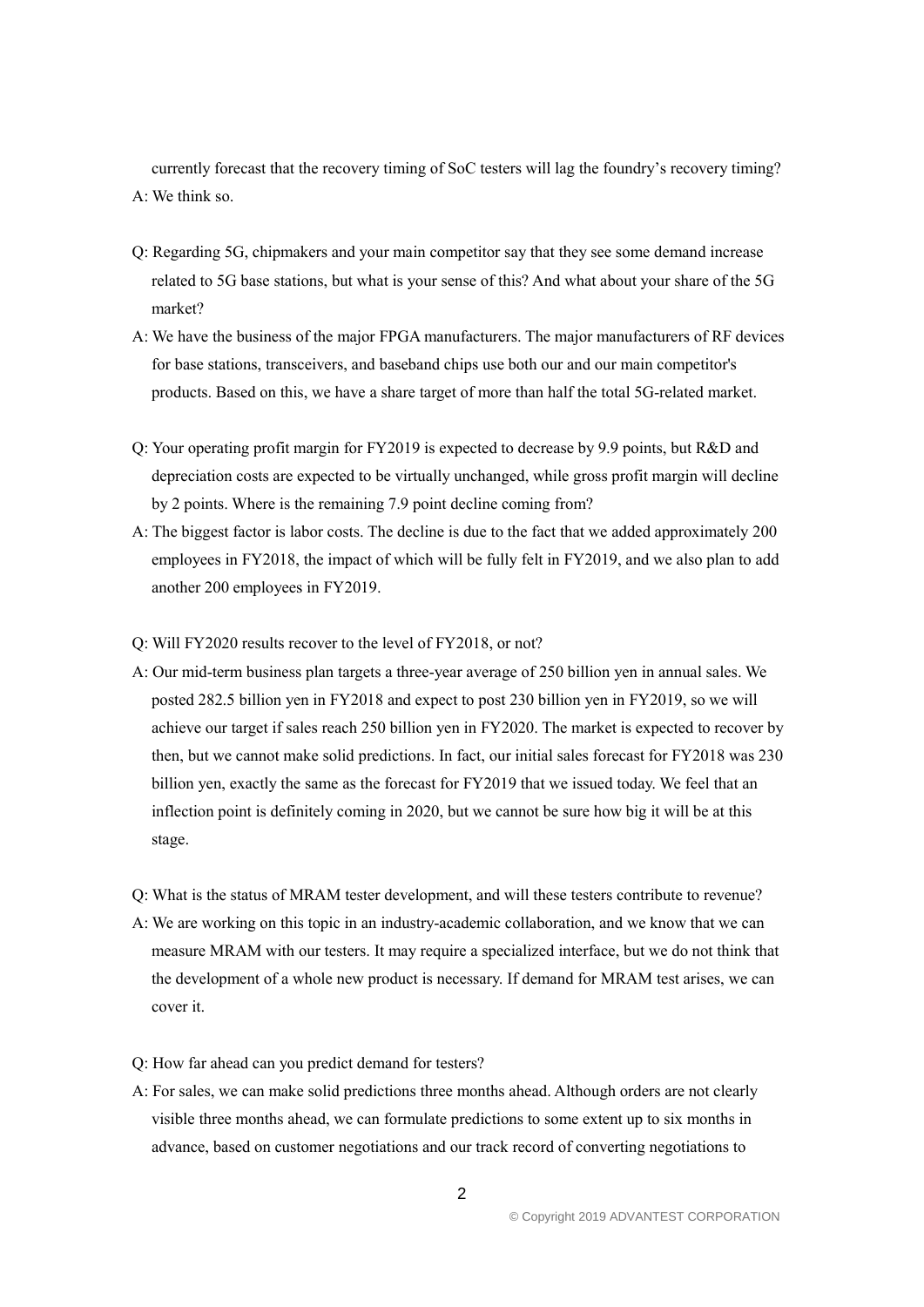currently forecast that the recovery timing of SoC testers will lag the foundry's recovery timing?

A: We think so.

Q: Regarding 5G, chipmakers and your main competitor say that they see some demand increase related to 5G base stations, but what is your sense of this? And what about your share of the 5G market?

A: We have the business of the major FPGA manufacturers. The major manufacturers of RF devices for base stations, transceivers, and baseband chips use both our and our main competitor's products. Based on this, we have a share target of more than half the total 5G-related market.

Q: Your operating profit margin for FY2019 is expected to decrease by 9.9 points, but R&D and depreciation costs are expected to be virtually unchanged, while gross profit margin will decline by 2 points. Where is the remaining 7.9 point decline coming from?

A: The biggest factor is labor costs. The decline is due to the fact that we added approximately 200 employees in FY2018, the impact of which will be fully felt in FY2019, and we also plan to add another 200 employees in FY2019.

Q: Will FY2020 results recover to the level of FY2018, or not?

A: Our mid-term business plan targets a three-year average of 250 billion yen in annual sales. We posted 282.5 billion yen in FY2018 and expect to post 230 billion yen in FY2019, so we will achieve our target if sales reach 250 billion yen in FY2020. The market is expected to recover by then, but we cannot make solid predictions. In fact, our initial sales forecast for FY2018 was 230 billion yen, exactly the same as the forecast for FY2019 that we issued today. We feel that an inflection point is definitely coming in 2020, but we cannot be sure how big it will be at this stage.

Q: What is the status of MRAM tester development, and will these testers contribute to revenue?

A: We are working on this topic in an industry-academic collaboration, and we know that we can measure MRAM with our testers. It may require a specialized interface, but we do not think that the development of a whole new product is necessary. If demand for MRAM test arises, we can cover it.

Q: How far ahead can you predict demand for testers?

A: For sales, we can make solid predictions three months ahead. Although orders are not clearly visible three months ahead, we can formulate predictions to some extent up to six months in advance, based on customer negotiations and our track record of converting negotiations to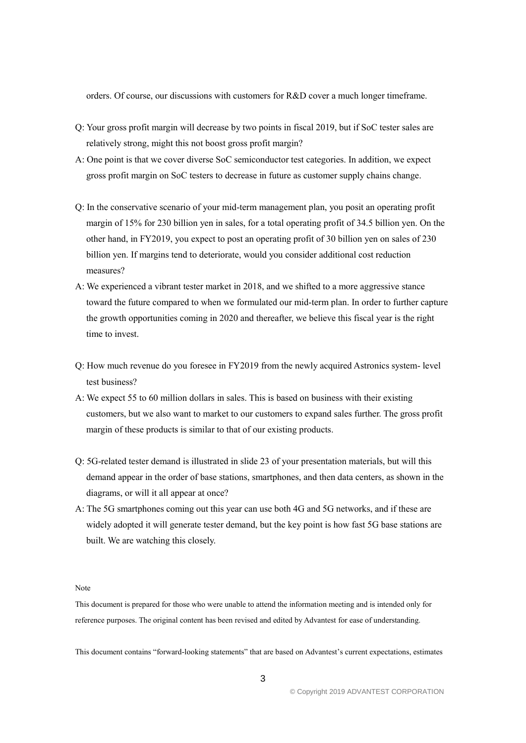orders. Of course, our discussions with customers for R&D cover a much longer timeframe.

Q: Your gross profit margin will decrease by two points in fiscal 2019, but if SoC tester sales are relatively strong, might this not boost gross profit margin?

A: One point is that we cover diverse SoC semiconductor test categories. In addition, we expect gross profit margin on SoC testers to decrease in future as customer supply chains change.

Q: In the conservative scenario of your mid-term management plan, you posit an operating profit margin of 15% for 230 billion yen in sales, for a total operating profit of 34.5 billion yen. On the other hand, in FY2019, you expect to post an operating profit of 30 billion yen on sales of 230 billion yen. If margins tend to deteriorate, would you consider additional cost reduction measures?

A: We experienced a vibrant tester market in 2018, and we shifted to a more aggressive stance toward the future compared to when we formulated our mid-term plan. In order to further capture the growth opportunities coming in 2020 and thereafter, we believe this fiscal year is the right time to invest.

Q: How much revenue do you foresee in FY2019 from the newly acquired Astronics system- level test business?

A: We expect 55 to 60 million dollars in sales. This is based on business with their existing customers, but we also want to market to our customers to expand sales further. The gross profit margin of these products is similar to that of our existing products.

Q: 5G-related tester demand is illustrated in slide 23 of your presentation materials, but will this demand appear in the order of base stations, smartphones, and then data centers, as shown in the diagrams, or will it all appear at once?

A: The 5G smartphones coming out this year can use both 4G and 5G networks, and if these are widely adopted it will generate tester demand, but the key point is how fast 5G base stations are built. We are watching this closely.

Note

This document is prepared for those who were unable to attend the information meeting and is intended only for reference purposes. The original content has been revised and edited by Advantest for ease of understanding.

This document contains "forward-looking statements" that are based on Advantest's current expectations, estimates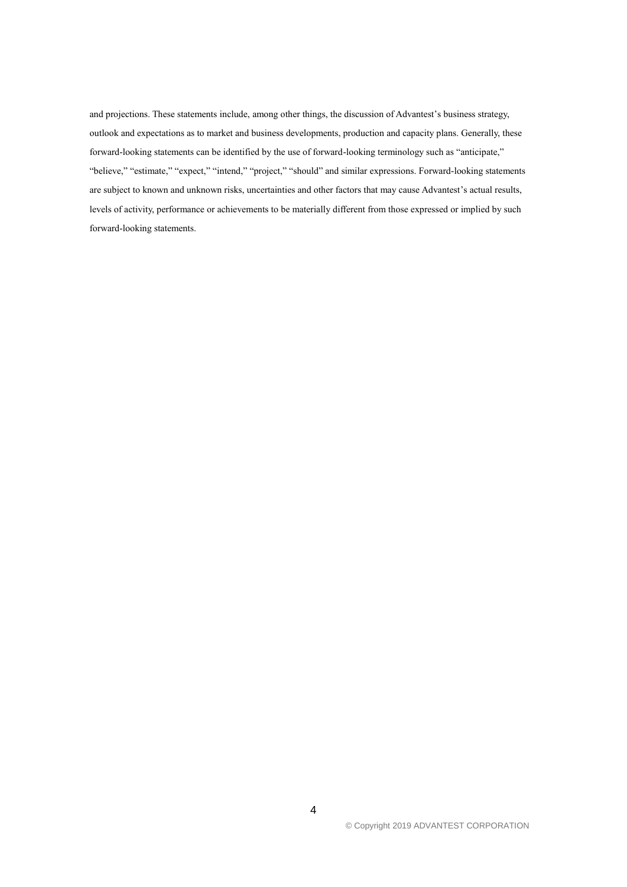and projections. These statements include, among other things, the discussion of Advantest's business strategy, outlook and expectations as to market and business developments, production and capacity plans. Generally, these forward-looking statements can be identified by the use of forward-looking terminology such as "anticipate," "believe," "estimate," "expect," "intend," "project," "should" and similar expressions. Forward-looking statements are subject to known and unknown risks, uncertainties and other factors that may cause Advantest's actual results, levels of activity, performance or achievements to be materially different from those expressed or implied by such forward-looking statements.